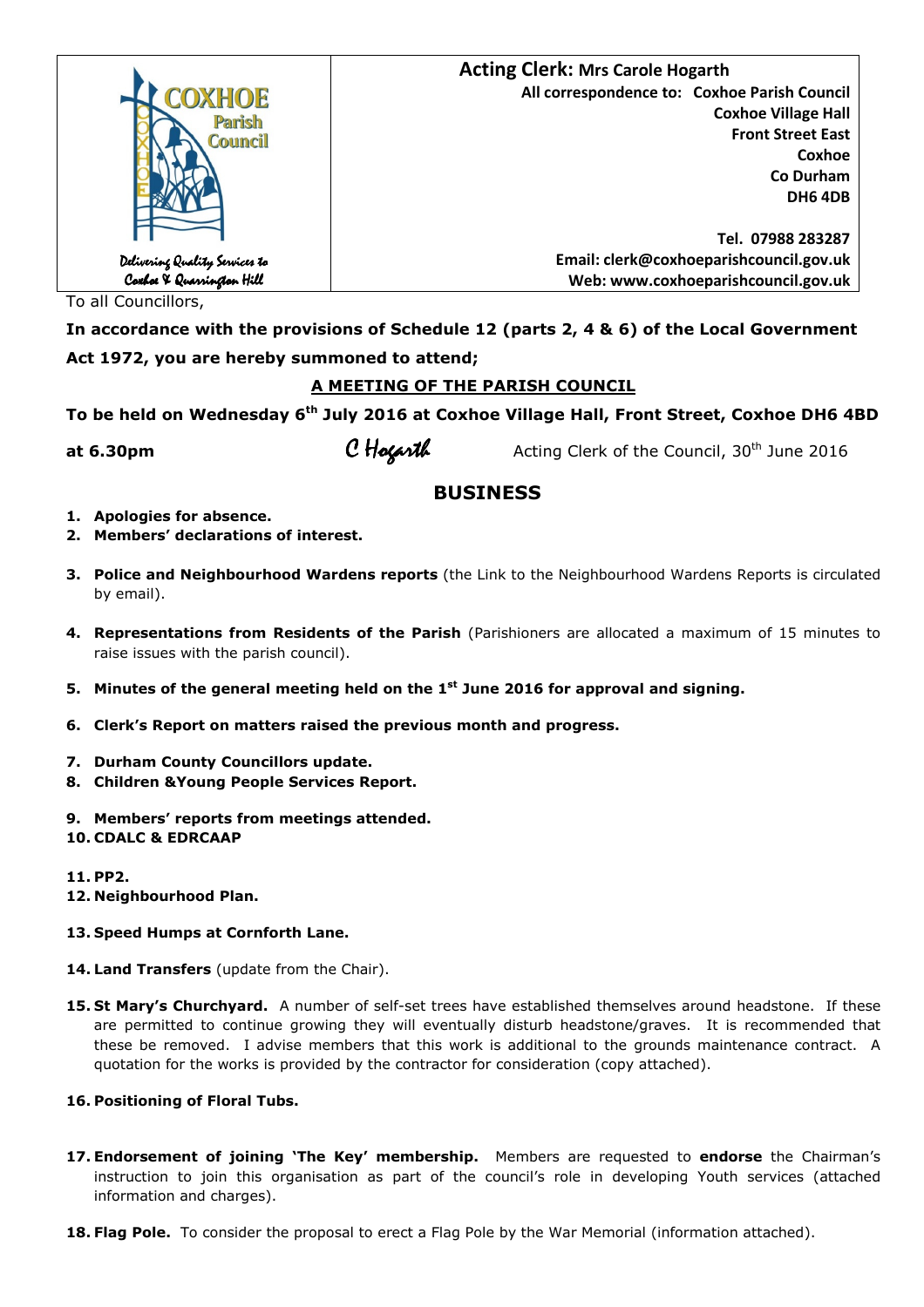COXHOE Parish Council

Delivering Quality Services to Coxhoe & Quarrington Hill

**Acting Clerk: Mrs Carole Hogarth**

**All correspondence to: Coxhoe Parish Council**
**Coxhoe Village Hall**
**Front Street East**
**Coxhoe**
**Co Durham**
**DH6 4DB**

**Tel. 07988 283287**
**Email: clerk@coxhoeparishcouncil.gov.uk**
**Web: www.coxhoeparishcouncil.gov.uk**

To all Councillors,

**In accordance with the provisions of Schedule 12 (parts 2, 4 & 6) of the Local Government Act 1972, you are hereby summoned to attend;**

**A MEETING OF THE PARISH COUNCIL**

**To be held on Wednesday 6th July 2016 at Coxhoe Village Hall, Front Street, Coxhoe DH6 4BD at 6.30pm**

C Hogarth — Acting Clerk of the Council, 30th June 2016

## BUSINESS

1. **Apologies for absence.**
2. **Members' declarations of interest.**
3. **Police and Neighbourhood Wardens reports** (the Link to the Neighbourhood Wardens Reports is circulated by email).
4. **Representations from Residents of the Parish** (Parishioners are allocated a maximum of 15 minutes to raise issues with the parish council).
5. **Minutes of the general meeting held on the 1st June 2016 for approval and signing.**
6. **Clerk's Report on matters raised the previous month and progress.**
7. **Durham County Councillors update.**
8. **Children &Young People Services Report.**
9. **Members' reports from meetings attended.**
10. **CDALC & EDRCAAP**
11. **PP2.**
12. **Neighbourhood Plan.**
13. **Speed Humps at Cornforth Lane.**
14. **Land Transfers** (update from the Chair).
15. **St Mary's Churchyard.** A number of self-set trees have established themselves around headstone. If these are permitted to continue growing they will eventually disturb headstone/graves. It is recommended that these be removed. I advise members that this work is additional to the grounds maintenance contract. A quotation for the works is provided by the contractor for consideration (copy attached).
16. **Positioning of Floral Tubs.**
17. **Endorsement of joining 'The Key' membership.** Members are requested to **endorse** the Chairman's instruction to join this organisation as part of the council's role in developing Youth services (attached information and charges).
18. **Flag Pole.** To consider the proposal to erect a Flag Pole by the War Memorial (information attached).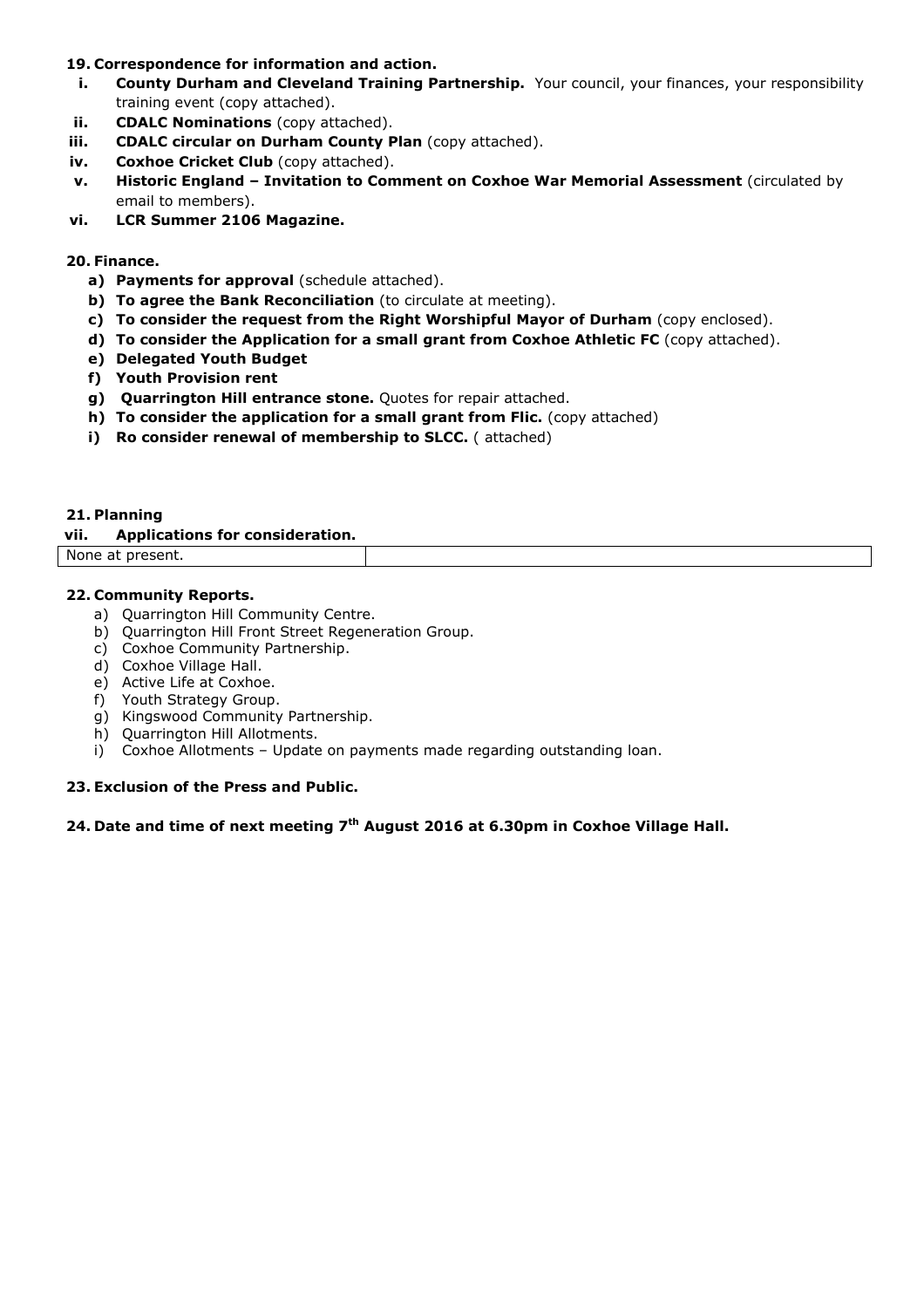**19. Correspondence for information and action.**

i. **County Durham and Cleveland Training Partnership.** Your council, your finances, your responsibility training event (copy attached).
ii. **CDALC Nominations** (copy attached).
iii. **CDALC circular on Durham County Plan** (copy attached).
iv. **Coxhoe Cricket Club** (copy attached).
v. **Historic England – Invitation to Comment on Coxhoe War Memorial Assessment** (circulated by email to members).
vi. **LCR Summer 2106 Magazine.**

**20. Finance.**

a) **Payments for approval** (schedule attached).
b) **To agree the Bank Reconciliation** (to circulate at meeting).
c) **To consider the request from the Right Worshipful Mayor of Durham** (copy enclosed).
d) **To consider the Application for a small grant from Coxhoe Athletic FC** (copy attached).
e) **Delegated Youth Budget**
f) **Youth Provision rent**
g) **Quarrington Hill entrance stone.** Quotes for repair attached.
h) **To consider the application for a small grant from Flic.** (copy attached)
i) **Ro consider renewal of membership to SLCC.** ( attached)

**21. Planning**

**vii. Applications for consideration.**

| | |
|---|---|
| None at present. | |

**22. Community Reports.**

a) Quarrington Hill Community Centre.
b) Quarrington Hill Front Street Regeneration Group.
c) Coxhoe Community Partnership.
d) Coxhoe Village Hall.
e) Active Life at Coxhoe.
f) Youth Strategy Group.
g) Kingswood Community Partnership.
h) Quarrington Hill Allotments.
i) Coxhoe Allotments – Update on payments made regarding outstanding loan.

**23. Exclusion of the Press and Public.**

**24. Date and time of next meeting 7th August 2016 at 6.30pm in Coxhoe Village Hall.**